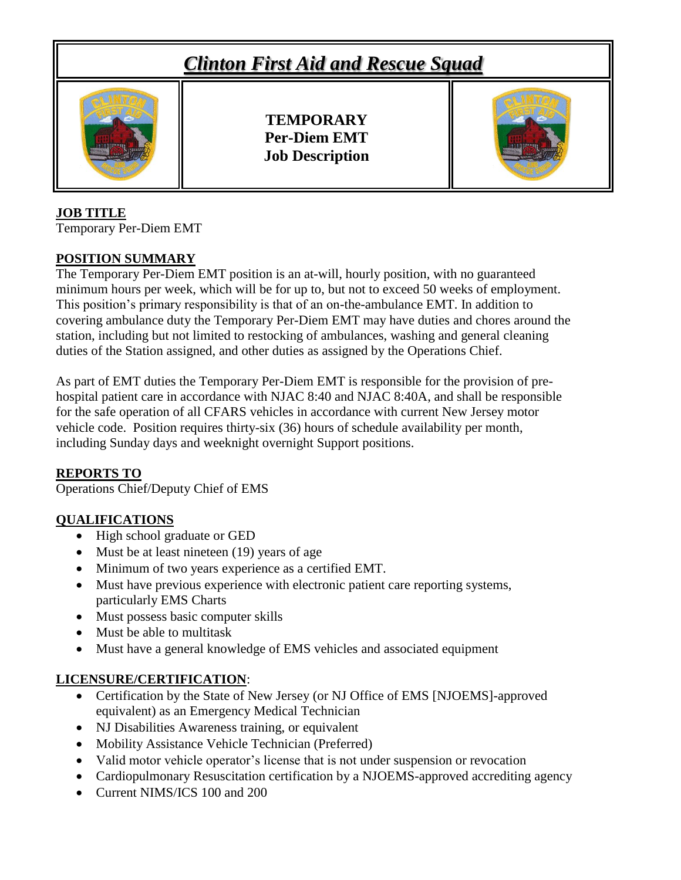# *Clinton First Aid and Rescue Squad*

**TEMPORARY**
**Per-Diem EMT**
**Job Description**

## JOB TITLE

Temporary Per-Diem EMT

## POSITION SUMMARY

The Temporary Per-Diem EMT position is an at-will, hourly position, with no guaranteed minimum hours per week, which will be for up to, but not to exceed 50 weeks of employment. This position's primary responsibility is that of an on-the-ambulance EMT. In addition to covering ambulance duty the Temporary Per-Diem EMT may have duties and chores around the station, including but not limited to restocking of ambulances, washing and general cleaning duties of the Station assigned, and other duties as assigned by the Operations Chief.

As part of EMT duties the Temporary Per-Diem EMT is responsible for the provision of pre-hospital patient care in accordance with NJAC 8:40 and NJAC 8:40A, and shall be responsible for the safe operation of all CFARS vehicles in accordance with current New Jersey motor vehicle code. Position requires thirty-six (36) hours of schedule availability per month, including Sunday days and weeknight overnight Support positions.

## REPORTS TO

Operations Chief/Deputy Chief of EMS

## QUALIFICATIONS

- High school graduate or GED
- Must be at least nineteen (19) years of age
- Minimum of two years experience as a certified EMT.
- Must have previous experience with electronic patient care reporting systems, particularly EMS Charts
- Must possess basic computer skills
- Must be able to multitask
- Must have a general knowledge of EMS vehicles and associated equipment

## LICENSURE/CERTIFICATION:

- Certification by the State of New Jersey (or NJ Office of EMS [NJOEMS]-approved equivalent) as an Emergency Medical Technician
- NJ Disabilities Awareness training, or equivalent
- Mobility Assistance Vehicle Technician (Preferred)
- Valid motor vehicle operator's license that is not under suspension or revocation
- Cardiopulmonary Resuscitation certification by a NJOEMS-approved accrediting agency
- Current NIMS/ICS 100 and 200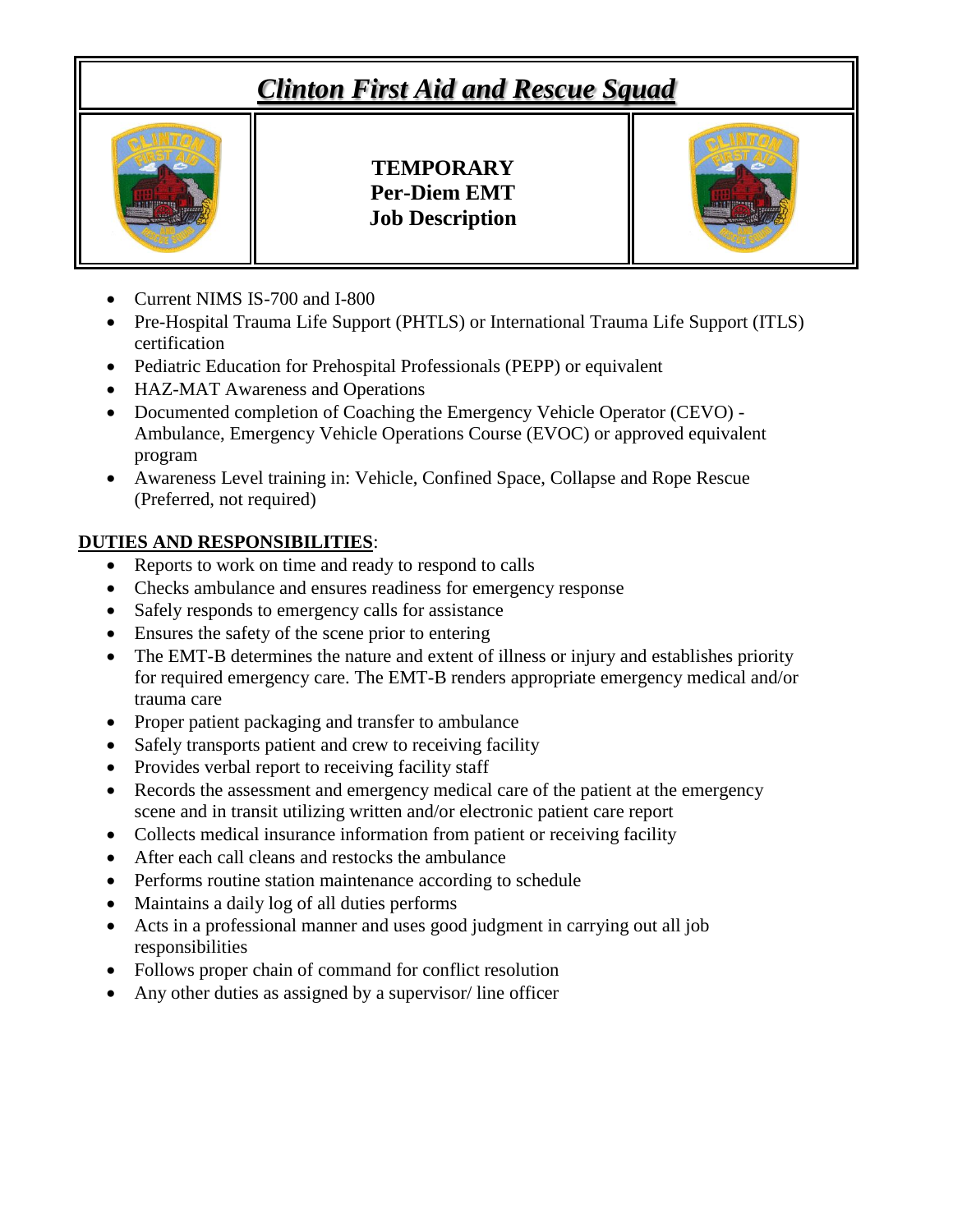# *Clinton First Aid and Rescue Squad*

**TEMPORARY**
**Per-Diem EMT**
**Job Description**

- Current NIMS IS-700 and I-800
- Pre-Hospital Trauma Life Support (PHTLS) or International Trauma Life Support (ITLS) certification
- Pediatric Education for Prehospital Professionals (PEPP) or equivalent
- HAZ-MAT Awareness and Operations
- Documented completion of Coaching the Emergency Vehicle Operator (CEVO) - Ambulance, Emergency Vehicle Operations Course (EVOC) or approved equivalent program
- Awareness Level training in: Vehicle, Confined Space, Collapse and Rope Rescue (Preferred, not required)

**<u>DUTIES AND RESPONSIBILITIES</u>**:

- Reports to work on time and ready to respond to calls
- Checks ambulance and ensures readiness for emergency response
- Safely responds to emergency calls for assistance
- Ensures the safety of the scene prior to entering
- The EMT-B determines the nature and extent of illness or injury and establishes priority for required emergency care. The EMT-B renders appropriate emergency medical and/or trauma care
- Proper patient packaging and transfer to ambulance
- Safely transports patient and crew to receiving facility
- Provides verbal report to receiving facility staff
- Records the assessment and emergency medical care of the patient at the emergency scene and in transit utilizing written and/or electronic patient care report
- Collects medical insurance information from patient or receiving facility
- After each call cleans and restocks the ambulance
- Performs routine station maintenance according to schedule
- Maintains a daily log of all duties performs
- Acts in a professional manner and uses good judgment in carrying out all job responsibilities
- Follows proper chain of command for conflict resolution
- Any other duties as assigned by a supervisor/ line officer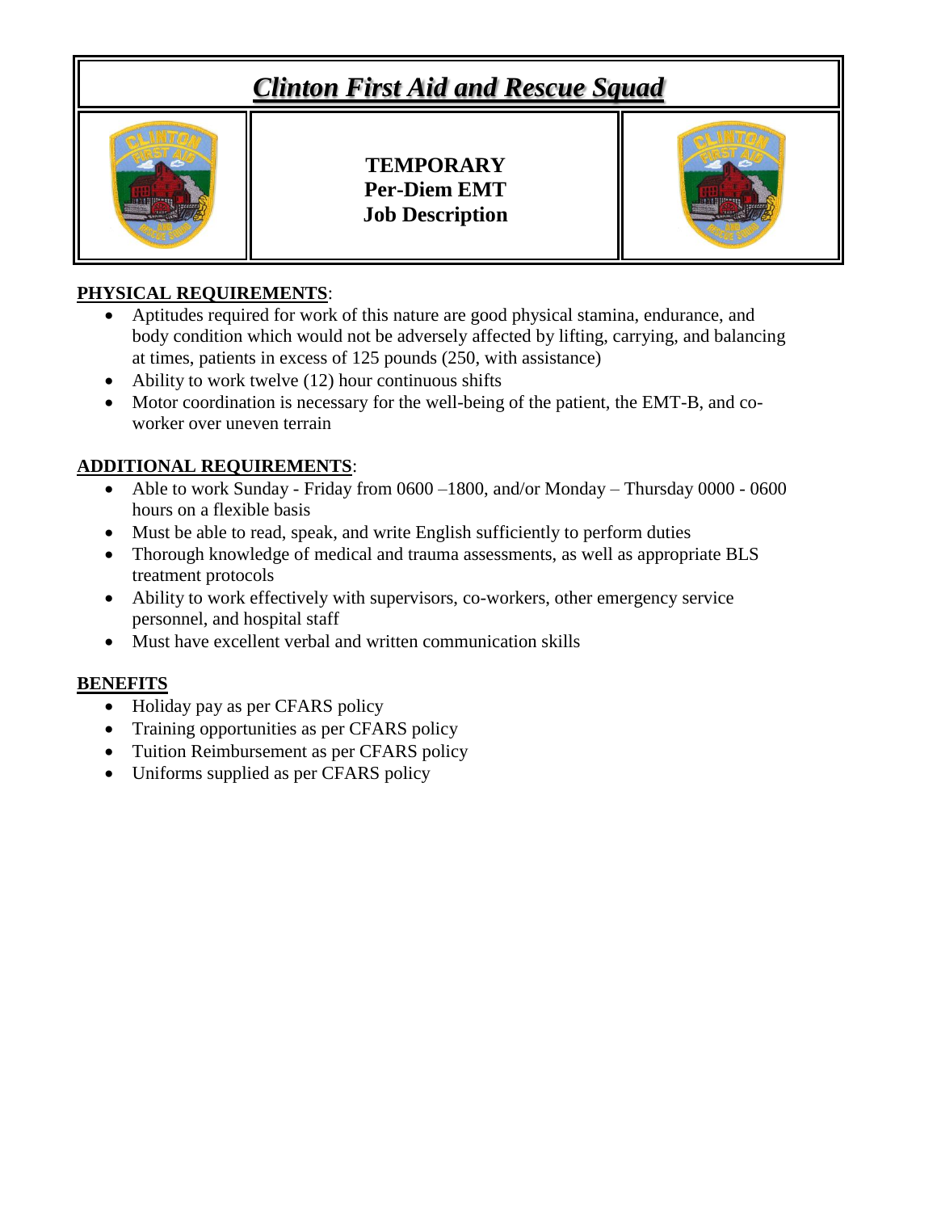# *Clinton First Aid and Rescue Squad*

**TEMPORARY**
**Per-Diem EMT**
**Job Description**

**PHYSICAL REQUIREMENTS**:

- Aptitudes required for work of this nature are good physical stamina, endurance, and body condition which would not be adversely affected by lifting, carrying, and balancing at times, patients in excess of 125 pounds (250, with assistance)
- Ability to work twelve (12) hour continuous shifts
- Motor coordination is necessary for the well-being of the patient, the EMT-B, and co-worker over uneven terrain

**ADDITIONAL REQUIREMENTS**:

- Able to work Sunday - Friday from 0600 –1800, and/or Monday – Thursday 0000 - 0600 hours on a flexible basis
- Must be able to read, speak, and write English sufficiently to perform duties
- Thorough knowledge of medical and trauma assessments, as well as appropriate BLS treatment protocols
- Ability to work effectively with supervisors, co-workers, other emergency service personnel, and hospital staff
- Must have excellent verbal and written communication skills

**BENEFITS**

- Holiday pay as per CFARS policy
- Training opportunities as per CFARS policy
- Tuition Reimbursement as per CFARS policy
- Uniforms supplied as per CFARS policy